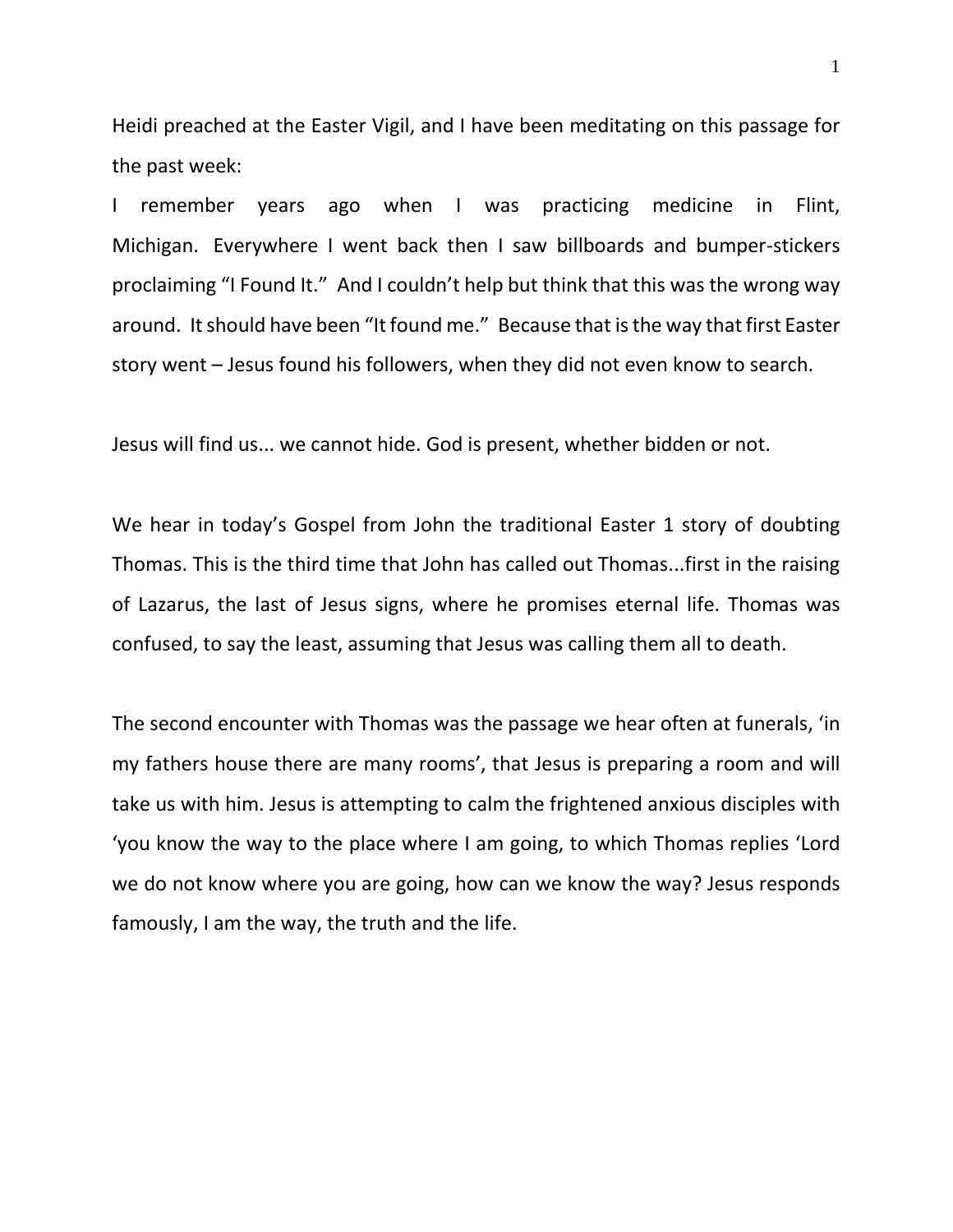Heidi preached at the Easter Vigil, and I have been meditating on this passage for the past week:

I remember years ago when I was practicing medicine in Flint, Michigan. Everywhere I went back then I saw billboards and bumper-stickers proclaiming "I Found It." And I couldn't help but think that this was the wrong way around. It should have been "It found me." Because that is the way that first Easter story went – Jesus found his followers, when they did not even know to search.

Jesus will find us... we cannot hide. God is present, whether bidden or not.

We hear in today's Gospel from John the traditional Easter 1 story of doubting Thomas. This is the third time that John has called out Thomas...first in the raising of Lazarus, the last of Jesus signs, where he promises eternal life. Thomas was confused, to say the least, assuming that Jesus was calling them all to death.

The second encounter with Thomas was the passage we hear often at funerals, 'in my fathers house there are many rooms', that Jesus is preparing a room and will take us with him. Jesus is attempting to calm the frightened anxious disciples with 'you know the way to the place where I am going, to which Thomas replies 'Lord we do not know where you are going, how can we know the way? Jesus responds famously, I am the way, the truth and the life.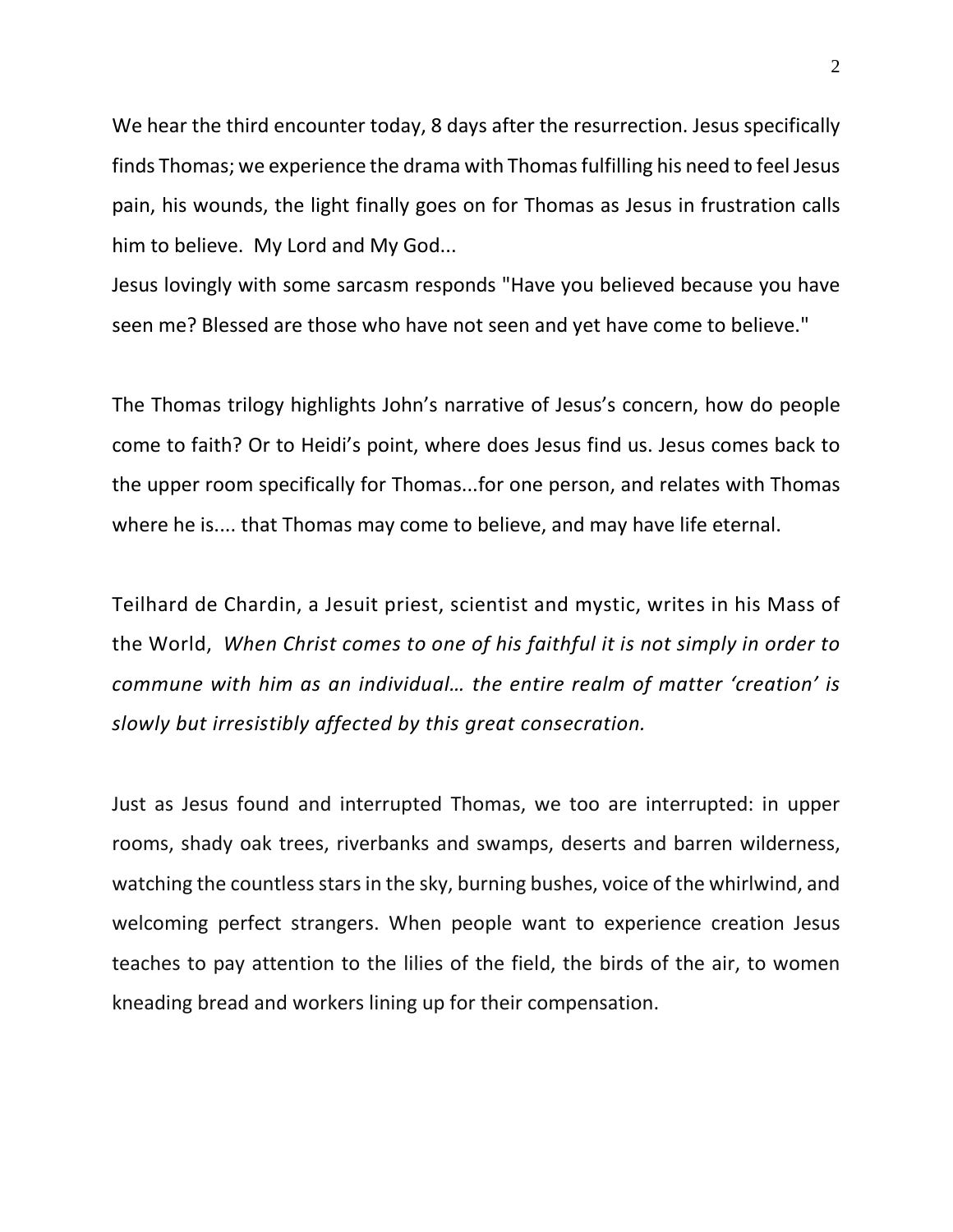We hear the third encounter today, 8 days after the resurrection. Jesus specifically finds Thomas; we experience the drama with Thomas fulfilling his need to feel Jesus pain, his wounds, the light finally goes on for Thomas as Jesus in frustration calls him to believe. My Lord and My God...
Jesus lovingly with some sarcasm responds "Have you believed because you have seen me? Blessed are those who have not seen and yet have come to believe."

The Thomas trilogy highlights John's narrative of Jesus's concern, how do people come to faith? Or to Heidi's point, where does Jesus find us. Jesus comes back to the upper room specifically for Thomas...for one person, and relates with Thomas where he is.... that Thomas may come to believe, and may have life eternal.

Teilhard de Chardin, a Jesuit priest, scientist and mystic, writes in his Mass of the World, *When Christ comes to one of his faithful it is not simply in order to commune with him as an individual… the entire realm of matter 'creation' is slowly but irresistibly affected by this great consecration.*

Just as Jesus found and interrupted Thomas, we too are interrupted: in upper rooms, shady oak trees, riverbanks and swamps, deserts and barren wilderness, watching the countless stars in the sky, burning bushes, voice of the whirlwind, and welcoming perfect strangers. When people want to experience creation Jesus teaches to pay attention to the lilies of the field, the birds of the air, to women kneading bread and workers lining up for their compensation.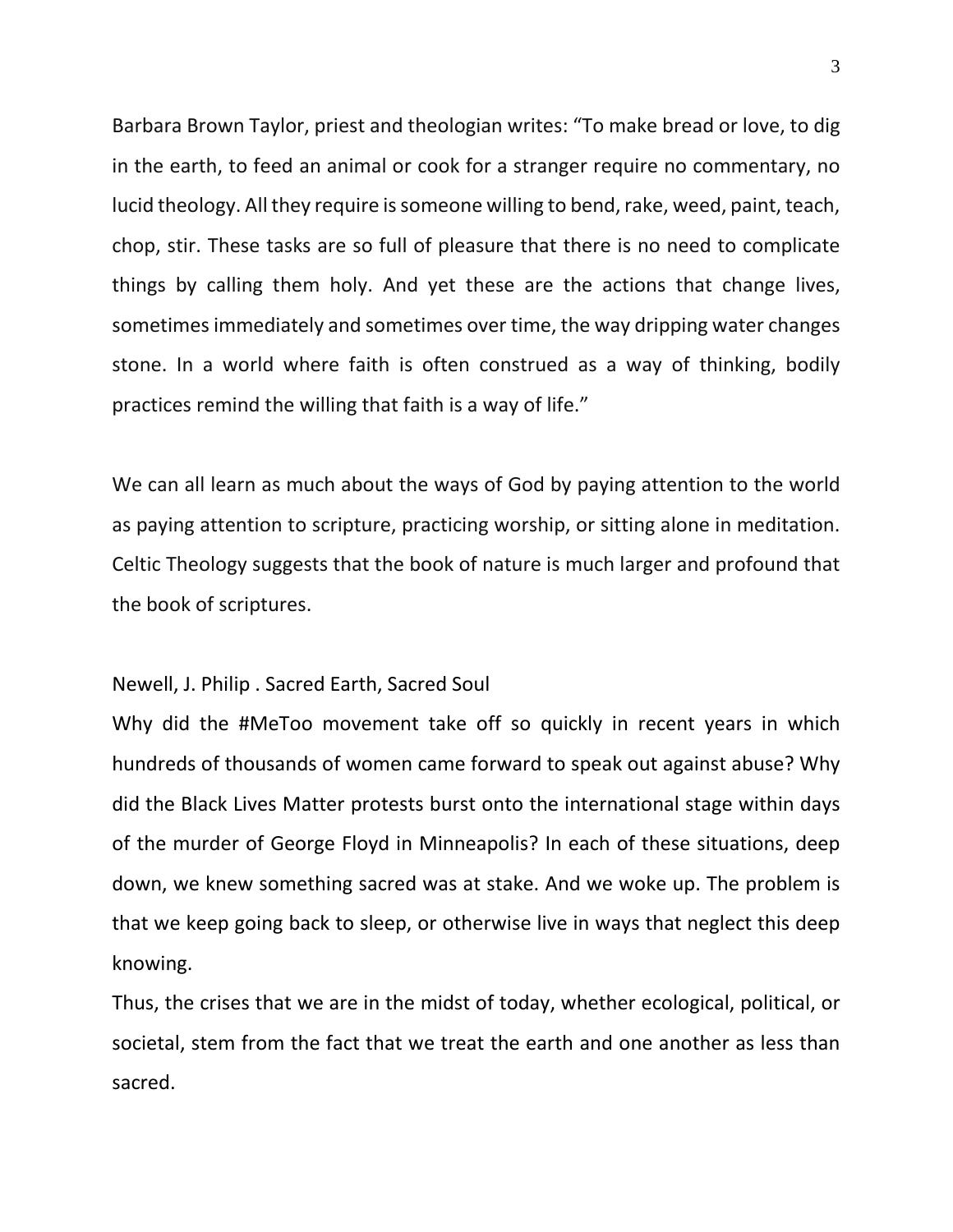Barbara Brown Taylor, priest and theologian writes: “To make bread or love, to dig in the earth, to feed an animal or cook for a stranger require no commentary, no lucid theology. All they require is someone willing to bend, rake, weed, paint, teach, chop, stir. These tasks are so full of pleasure that there is no need to complicate things by calling them holy. And yet these are the actions that change lives, sometimes immediately and sometimes over time, the way dripping water changes stone. In a world where faith is often construed as a way of thinking, bodily practices remind the willing that faith is a way of life.”

We can all learn as much about the ways of God by paying attention to the world as paying attention to scripture, practicing worship, or sitting alone in meditation. Celtic Theology suggests that the book of nature is much larger and profound that the book of scriptures.

Newell, J. Philip . Sacred Earth, Sacred Soul

Why did the #MeToo movement take off so quickly in recent years in which hundreds of thousands of women came forward to speak out against abuse? Why did the Black Lives Matter protests burst onto the international stage within days of the murder of George Floyd in Minneapolis? In each of these situations, deep down, we knew something sacred was at stake. And we woke up. The problem is that we keep going back to sleep, or otherwise live in ways that neglect this deep knowing.

Thus, the crises that we are in the midst of today, whether ecological, political, or societal, stem from the fact that we treat the earth and one another as less than sacred.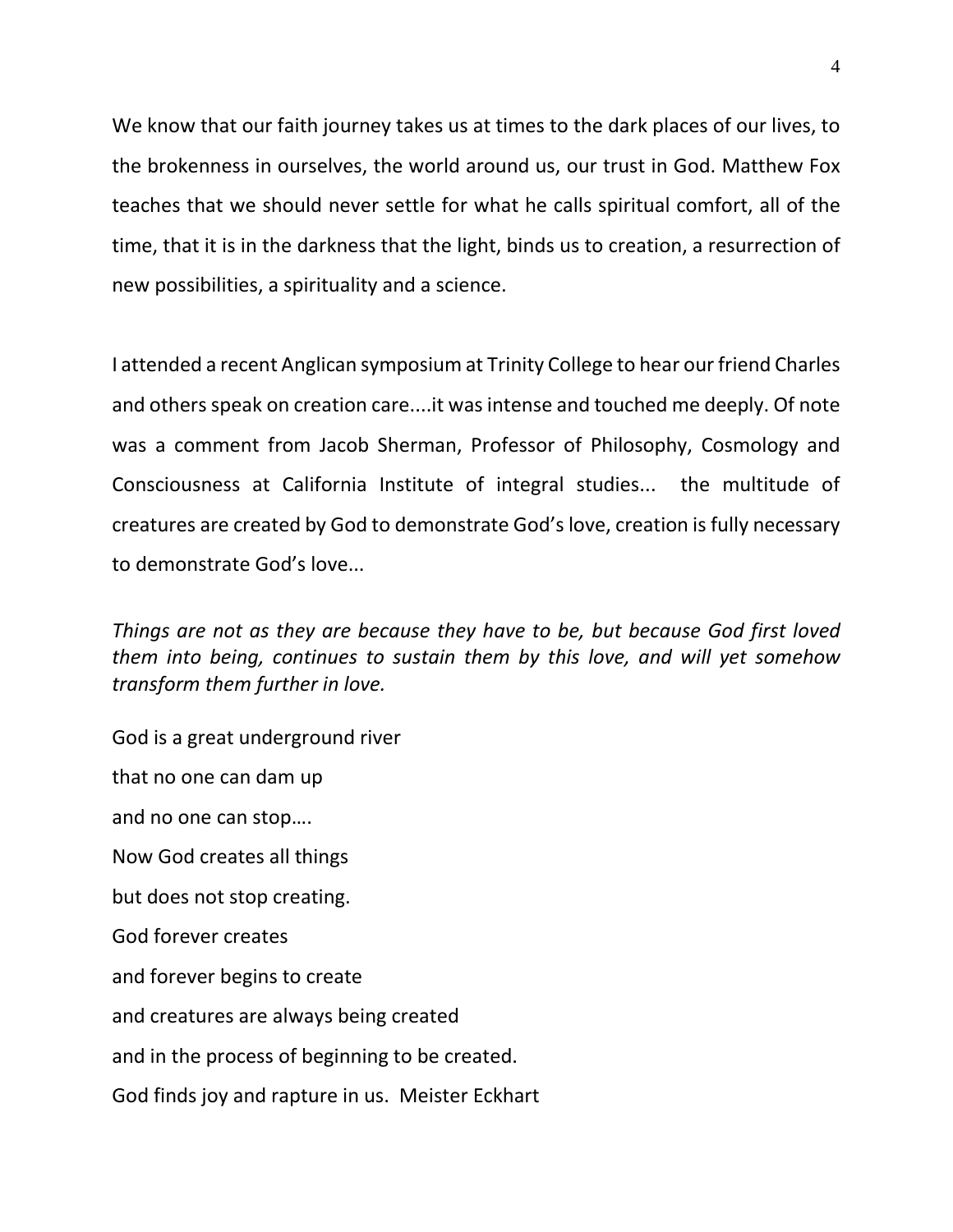We know that our faith journey takes us at times to the dark places of our lives, to the brokenness in ourselves, the world around us, our trust in God. Matthew Fox teaches that we should never settle for what he calls spiritual comfort, all of the time, that it is in the darkness that the light, binds us to creation, a resurrection of new possibilities, a spirituality and a science.

I attended a recent Anglican symposium at Trinity College to hear our friend Charles and others speak on creation care....it was intense and touched me deeply. Of note was a comment from Jacob Sherman, Professor of Philosophy, Cosmology and Consciousness at California Institute of integral studies... the multitude of creatures are created by God to demonstrate God's love, creation is fully necessary to demonstrate God's love...

*Things are not as they are because they have to be, but because God first loved them into being, continues to sustain them by this love, and will yet somehow transform them further in love.*

God is a great underground river

that no one can dam up

and no one can stop….

Now God creates all things

but does not stop creating.

God forever creates

and forever begins to create

and creatures are always being created

and in the process of beginning to be created.

God finds joy and rapture in us. Meister Eckhart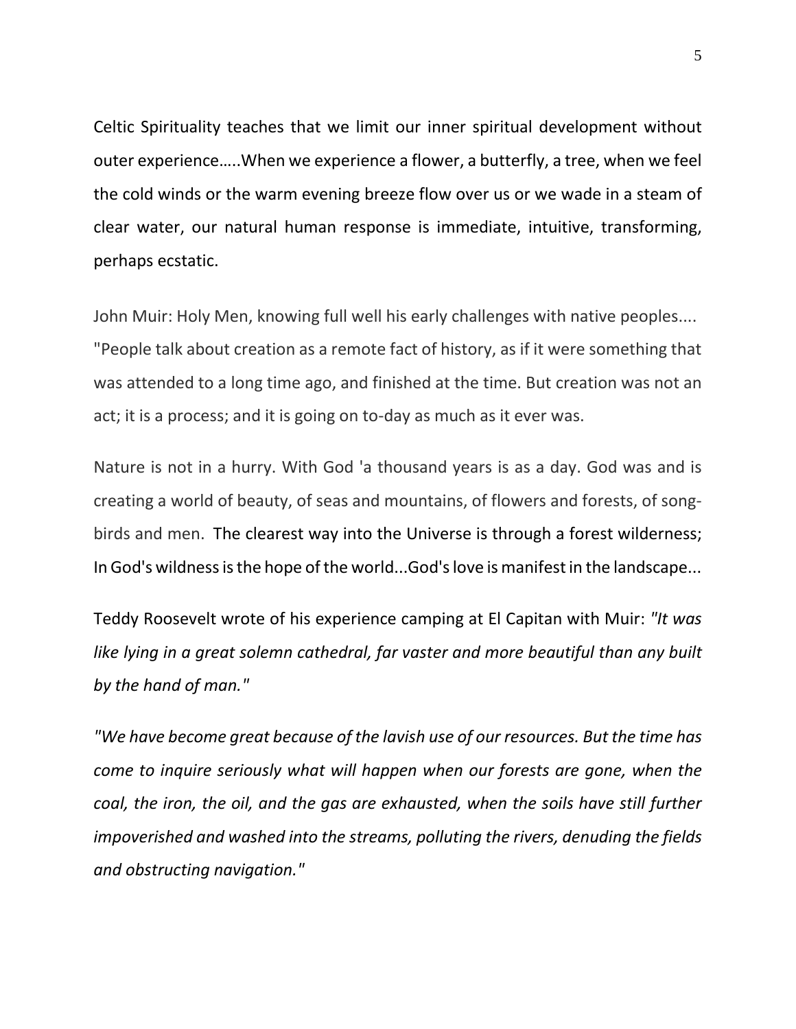Celtic Spirituality teaches that we limit our inner spiritual development without outer experience…..When we experience a flower, a butterfly, a tree, when we feel the cold winds or the warm evening breeze flow over us or we wade in a steam of clear water, our natural human response is immediate, intuitive, transforming, perhaps ecstatic.

John Muir: Holy Men, knowing full well his early challenges with native peoples.... "People talk about creation as a remote fact of history, as if it were something that was attended to a long time ago, and finished at the time. But creation was not an act; it is a process; and it is going on to-day as much as it ever was.

Nature is not in a hurry. With God 'a thousand years is as a day. God was and is creating a world of beauty, of seas and mountains, of flowers and forests, of song-birds and men. The clearest way into the Universe is through a forest wilderness; In God's wildness is the hope of the world...God's love is manifest in the landscape...

Teddy Roosevelt wrote of his experience camping at El Capitan with Muir: *"It was like lying in a great solemn cathedral, far vaster and more beautiful than any built by the hand of man."*

*"We have become great because of the lavish use of our resources. But the time has come to inquire seriously what will happen when our forests are gone, when the coal, the iron, the oil, and the gas are exhausted, when the soils have still further impoverished and washed into the streams, polluting the rivers, denuding the fields and obstructing navigation."*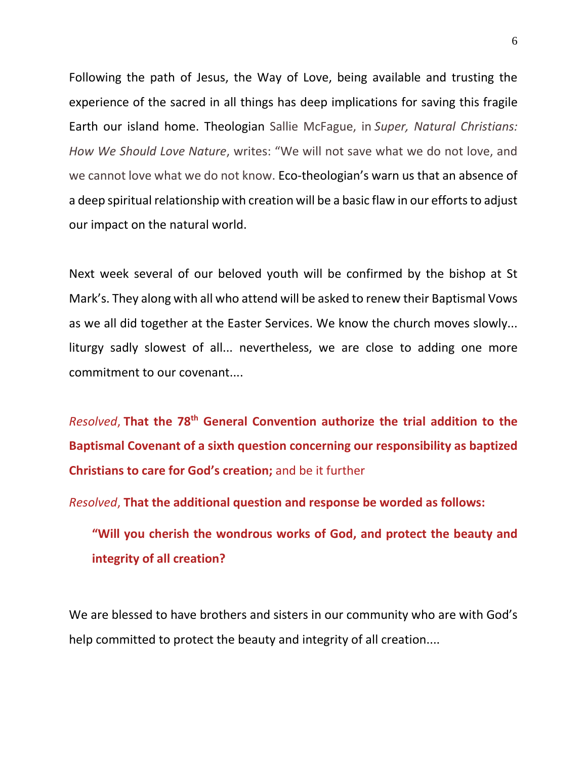Following the path of Jesus, the Way of Love, being available and trusting the experience of the sacred in all things has deep implications for saving this fragile Earth our island home. Theologian Sallie McFague, in *Super, Natural Christians: How We Should Love Nature*, writes: "We will not save what we do not love, and we cannot love what we do not know. Eco-theologian's warn us that an absence of a deep spiritual relationship with creation will be a basic flaw in our efforts to adjust our impact on the natural world.

Next week several of our beloved youth will be confirmed by the bishop at St Mark's. They along with all who attend will be asked to renew their Baptismal Vows as we all did together at the Easter Services. We know the church moves slowly... liturgy sadly slowest of all... nevertheless, we are close to adding one more commitment to our covenant....

*Resolved*, **That the 78th General Convention authorize the trial addition to the Baptismal Covenant of a sixth question concerning our responsibility as baptized Christians to care for God's creation;** and be it further

*Resolved*, **That the additional question and response be worded as follows:**

> **"Will you cherish the wondrous works of God, and protect the beauty and integrity of all creation?**

We are blessed to have brothers and sisters in our community who are with God's help committed to protect the beauty and integrity of all creation....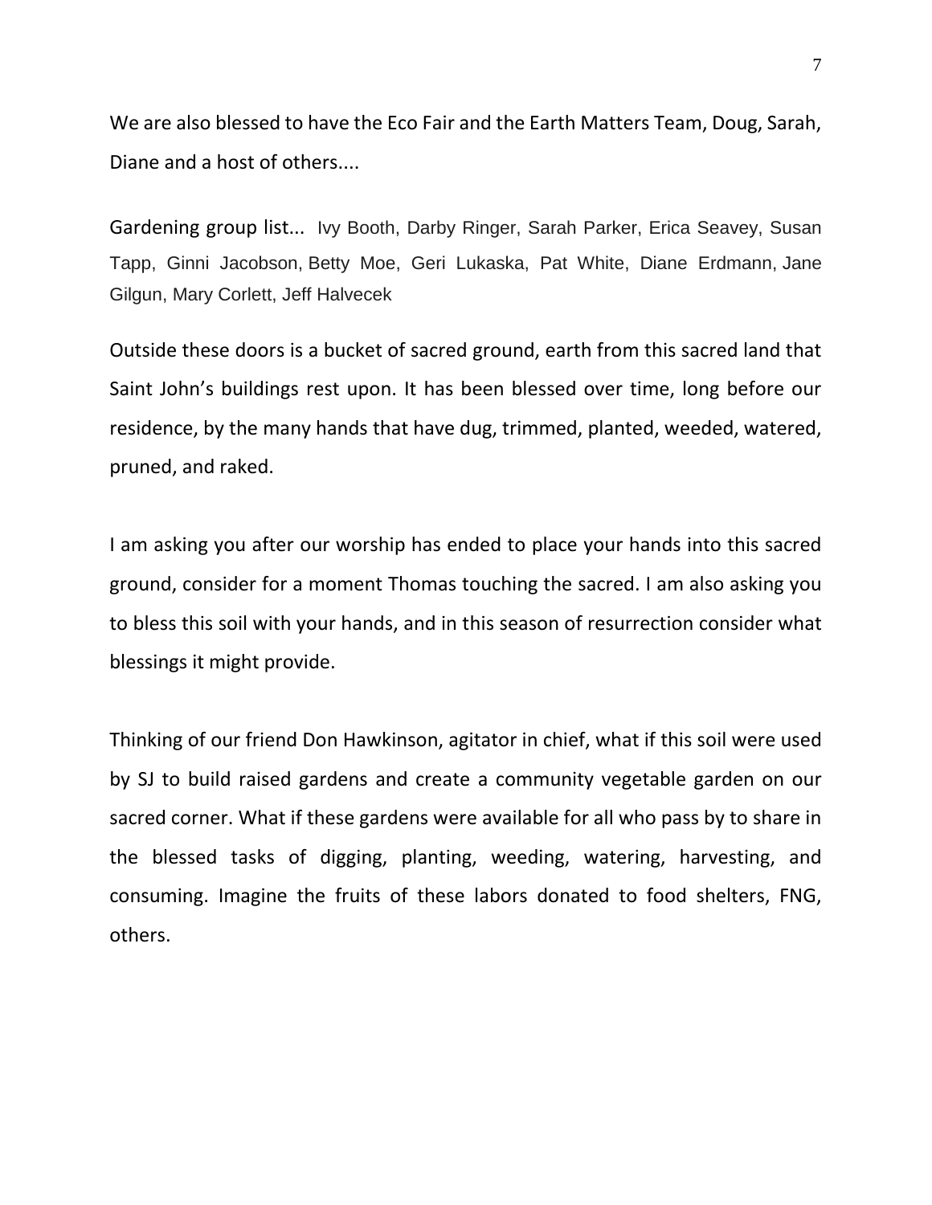We are also blessed to have the Eco Fair and the Earth Matters Team, Doug, Sarah, Diane and a host of others....

Gardening group list... Ivy Booth, Darby Ringer, Sarah Parker, Erica Seavey, Susan Tapp, Ginni Jacobson, Betty Moe, Geri Lukaska, Pat White, Diane Erdmann, Jane Gilgun, Mary Corlett, Jeff Halvecek

Outside these doors is a bucket of sacred ground, earth from this sacred land that Saint John's buildings rest upon. It has been blessed over time, long before our residence, by the many hands that have dug, trimmed, planted, weeded, watered, pruned, and raked.

I am asking you after our worship has ended to place your hands into this sacred ground, consider for a moment Thomas touching the sacred. I am also asking you to bless this soil with your hands, and in this season of resurrection consider what blessings it might provide.

Thinking of our friend Don Hawkinson, agitator in chief, what if this soil were used by SJ to build raised gardens and create a community vegetable garden on our sacred corner. What if these gardens were available for all who pass by to share in the blessed tasks of digging, planting, weeding, watering, harvesting, and consuming. Imagine the fruits of these labors donated to food shelters, FNG, others.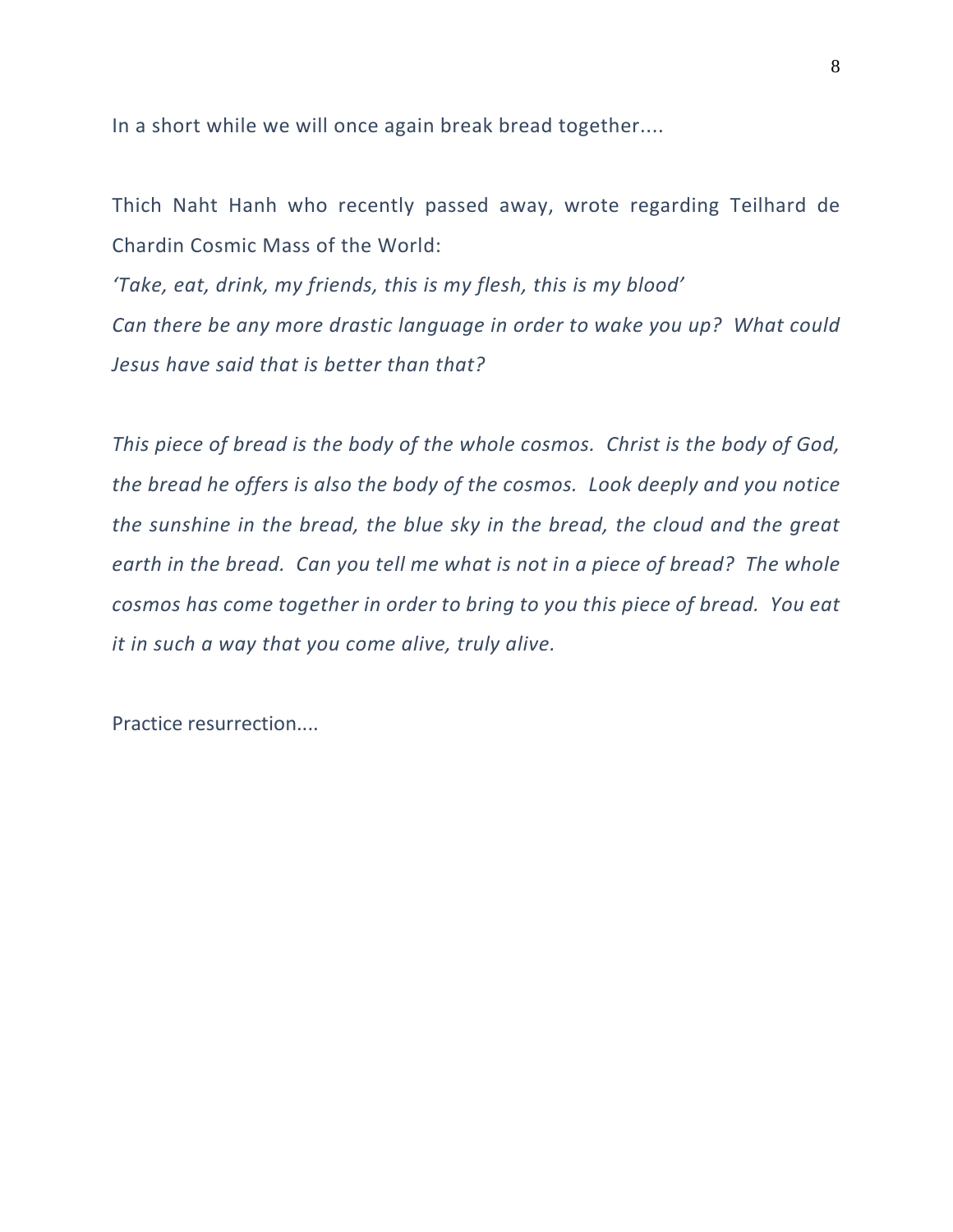In a short while we will once again break bread together....

Thich Naht Hanh who recently passed away, wrote regarding Teilhard de Chardin Cosmic Mass of the World:

*'Take, eat, drink, my friends, this is my flesh, this is my blood'*
*Can there be any more drastic language in order to wake you up? What could Jesus have said that is better than that?*

*This piece of bread is the body of the whole cosmos. Christ is the body of God, the bread he offers is also the body of the cosmos. Look deeply and you notice the sunshine in the bread, the blue sky in the bread, the cloud and the great earth in the bread. Can you tell me what is not in a piece of bread? The whole cosmos has come together in order to bring to you this piece of bread. You eat it in such a way that you come alive, truly alive.*

Practice resurrection....